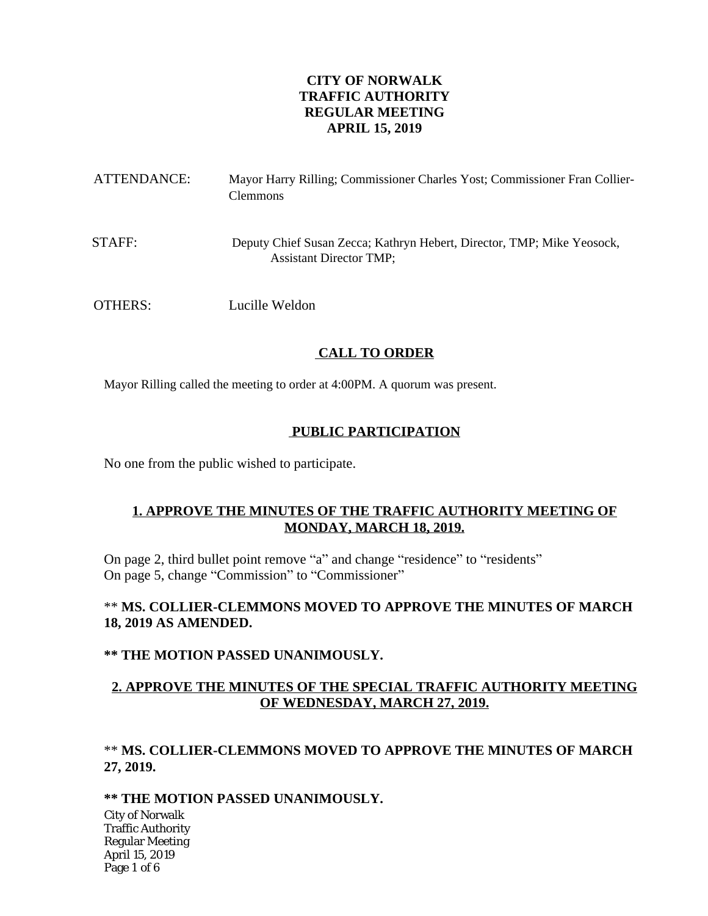# CITY OF NORWALK
# TRAFFIC AUTHORITY
# REGULAR MEETING
# APRIL 15, 2019

ATTENDANCE: Mayor Harry Rilling; Commissioner Charles Yost; Commissioner Fran Collier-Clemmons

STAFF: Deputy Chief Susan Zecca; Kathryn Hebert, Director, TMP; Mike Yeosock, Assistant Director TMP;

OTHERS: Lucille Weldon

## CALL TO ORDER

Mayor Rilling called the meeting to order at 4:00PM. A quorum was present.

## PUBLIC PARTICIPATION

No one from the public wished to participate.

## 1. APPROVE THE MINUTES OF THE TRAFFIC AUTHORITY MEETING OF MONDAY, MARCH 18, 2019.

On page 2, third bullet point remove "a" and change "residence" to "residents"
On page 5, change "Commission" to "Commissioner"

** **MS. COLLIER-CLEMMONS MOVED TO APPROVE THE MINUTES OF MARCH 18, 2019 AS AMENDED.**

**** THE MOTION PASSED UNANIMOUSLY.**

## 2. APPROVE THE MINUTES OF THE SPECIAL TRAFFIC AUTHORITY MEETING OF WEDNESDAY, MARCH 27, 2019.

** **MS. COLLIER-CLEMMONS MOVED TO APPROVE THE MINUTES OF MARCH 27, 2019.**

**** THE MOTION PASSED UNANIMOUSLY.**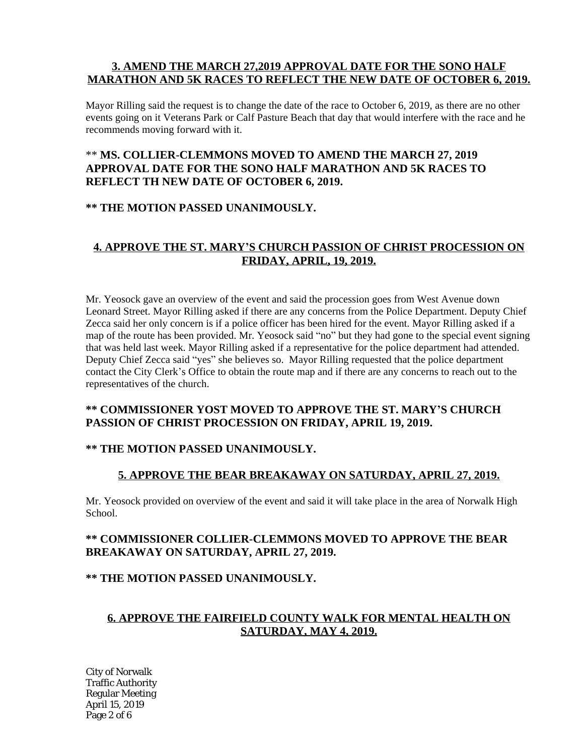**3. AMEND THE MARCH 27,2019 APPROVAL DATE FOR THE SONO HALF MARATHON AND 5K RACES TO REFLECT THE NEW DATE OF OCTOBER 6, 2019.**

Mayor Rilling said the request is to change the date of the race to October 6, 2019, as there are no other events going on it Veterans Park or Calf Pasture Beach that day that would interfere with the race and he recommends moving forward with it.

** **MS. COLLIER-CLEMMONS MOVED TO AMEND THE MARCH 27, 2019 APPROVAL DATE FOR THE SONO HALF MARATHON AND 5K RACES TO REFLECT TH NEW DATE OF OCTOBER 6, 2019.**

**** THE MOTION PASSED UNANIMOUSLY.**

**4. APPROVE THE ST. MARY'S CHURCH PASSION OF CHRIST PROCESSION ON FRIDAY, APRIL, 19, 2019.**

Mr. Yeosock gave an overview of the event and said the procession goes from West Avenue down Leonard Street. Mayor Rilling asked if there are any concerns from the Police Department. Deputy Chief Zecca said her only concern is if a police officer has been hired for the event. Mayor Rilling asked if a map of the route has been provided. Mr. Yeosock said "no" but they had gone to the special event signing that was held last week. Mayor Rilling asked if a representative for the police department had attended. Deputy Chief Zecca said "yes" she believes so. Mayor Rilling requested that the police department contact the City Clerk's Office to obtain the route map and if there are any concerns to reach out to the representatives of the church.

**** COMMISSIONER YOST MOVED TO APPROVE THE ST. MARY'S CHURCH PASSION OF CHRIST PROCESSION ON FRIDAY, APRIL 19, 2019.**

**** THE MOTION PASSED UNANIMOUSLY.**

**5. APPROVE THE BEAR BREAKAWAY ON SATURDAY, APRIL 27, 2019.**

Mr. Yeosock provided on overview of the event and said it will take place in the area of Norwalk High School.

**** COMMISSIONER COLLIER-CLEMMONS MOVED TO APPROVE THE BEAR BREAKAWAY ON SATURDAY, APRIL 27, 2019.**

**** THE MOTION PASSED UNANIMOUSLY.**

**6. APPROVE THE FAIRFIELD COUNTY WALK FOR MENTAL HEALTH ON SATURDAY, MAY 4, 2019.**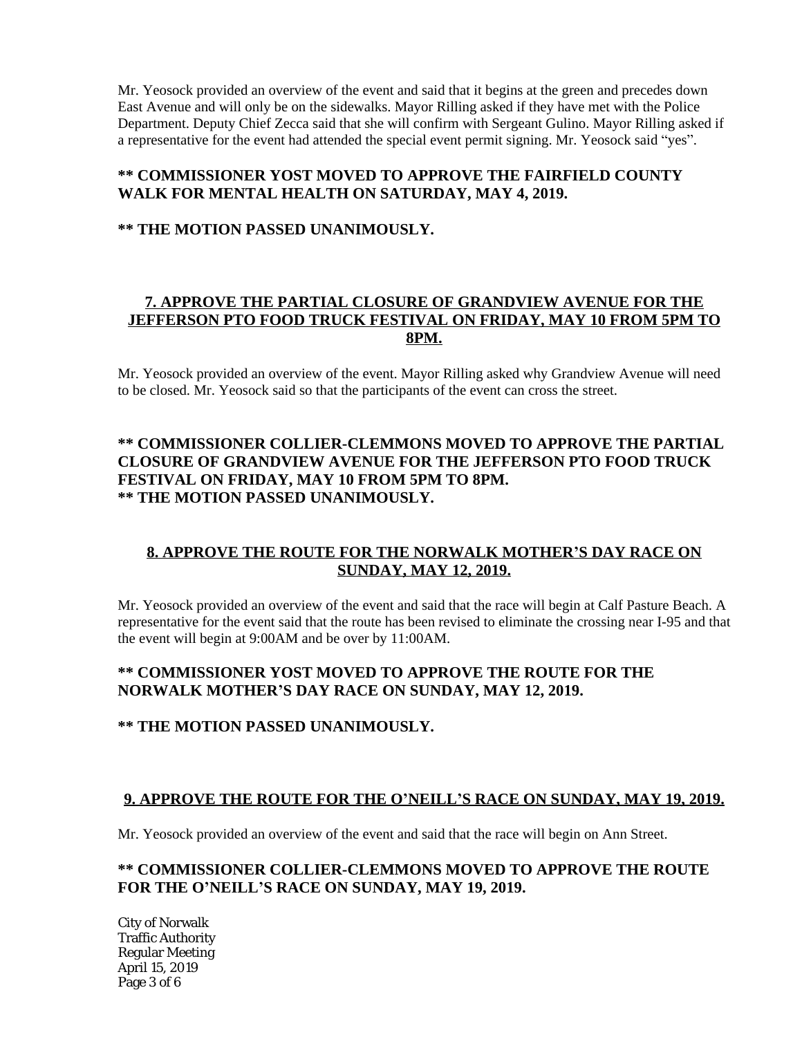Mr. Yeosock provided an overview of the event and said that it begins at the green and precedes down East Avenue and will only be on the sidewalks. Mayor Rilling asked if they have met with the Police Department. Deputy Chief Zecca said that she will confirm with Sergeant Gulino. Mayor Rilling asked if a representative for the event had attended the special event permit signing. Mr. Yeosock said "yes".

**\*\* COMMISSIONER YOST MOVED TO APPROVE THE FAIRFIELD COUNTY WALK FOR MENTAL HEALTH ON SATURDAY, MAY 4, 2019.**

**\*\* THE MOTION PASSED UNANIMOUSLY.**

## 7. APPROVE THE PARTIAL CLOSURE OF GRANDVIEW AVENUE FOR THE JEFFERSON PTO FOOD TRUCK FESTIVAL ON FRIDAY, MAY 10 FROM 5PM TO 8PM.

Mr. Yeosock provided an overview of the event. Mayor Rilling asked why Grandview Avenue will need to be closed. Mr. Yeosock said so that the participants of the event can cross the street.

**\*\* COMMISSIONER COLLIER-CLEMMONS MOVED TO APPROVE THE PARTIAL CLOSURE OF GRANDVIEW AVENUE FOR THE JEFFERSON PTO FOOD TRUCK FESTIVAL ON FRIDAY, MAY 10 FROM 5PM TO 8PM.**
**\*\* THE MOTION PASSED UNANIMOUSLY.**

## 8. APPROVE THE ROUTE FOR THE NORWALK MOTHER'S DAY RACE ON SUNDAY, MAY 12, 2019.

Mr. Yeosock provided an overview of the event and said that the race will begin at Calf Pasture Beach. A representative for the event said that the route has been revised to eliminate the crossing near I-95 and that the event will begin at 9:00AM and be over by 11:00AM.

**\*\* COMMISSIONER YOST MOVED TO APPROVE THE ROUTE FOR THE NORWALK MOTHER'S DAY RACE ON SUNDAY, MAY 12, 2019.**

**\*\* THE MOTION PASSED UNANIMOUSLY.**

## 9. APPROVE THE ROUTE FOR THE O'NEILL'S RACE ON SUNDAY, MAY 19, 2019.

Mr. Yeosock provided an overview of the event and said that the race will begin on Ann Street.

**\*\* COMMISSIONER COLLIER-CLEMMONS MOVED TO APPROVE THE ROUTE FOR THE O'NEILL'S RACE ON SUNDAY, MAY 19, 2019.**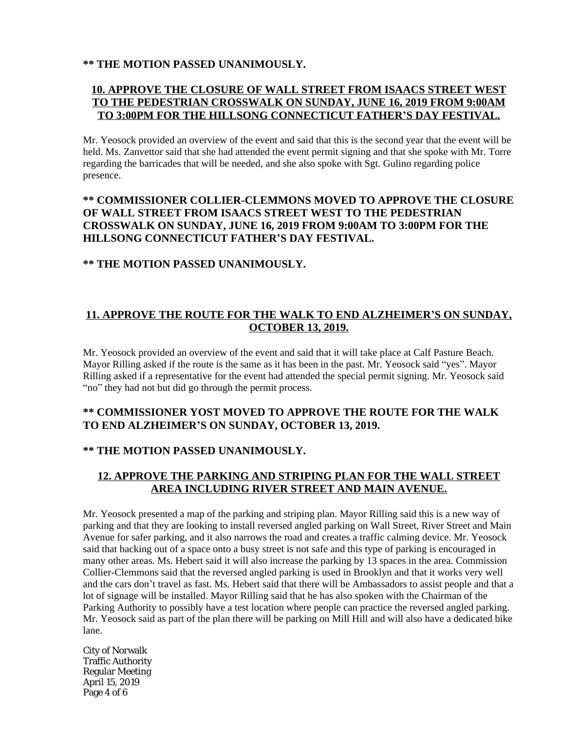**\*\* THE MOTION PASSED UNANIMOUSLY.**

## 10. APPROVE THE CLOSURE OF WALL STREET FROM ISAACS STREET WEST TO THE PEDESTRIAN CROSSWALK ON SUNDAY, JUNE 16, 2019 FROM 9:00AM TO 3:00PM FOR THE HILLSONG CONNECTICUT FATHER'S DAY FESTIVAL.

Mr. Yeosock provided an overview of the event and said that this is the second year that the event will be held. Ms. Zanvettor said that she had attended the event permit signing and that she spoke with Mr. Torre regarding the barricades that will be needed, and she also spoke with Sgt. Gulino regarding police presence.

**\*\* COMMISSIONER COLLIER-CLEMMONS MOVED TO APPROVE THE CLOSURE OF WALL STREET FROM ISAACS STREET WEST TO THE PEDESTRIAN CROSSWALK ON SUNDAY, JUNE 16, 2019 FROM 9:00AM TO 3:00PM FOR THE HILLSONG CONNECTICUT FATHER'S DAY FESTIVAL.**

**\*\* THE MOTION PASSED UNANIMOUSLY.**

## 11. APPROVE THE ROUTE FOR THE WALK TO END ALZHEIMER'S ON SUNDAY, OCTOBER 13, 2019.

Mr. Yeosock provided an overview of the event and said that it will take place at Calf Pasture Beach. Mayor Rilling asked if the route is the same as it has been in the past. Mr. Yeosock said "yes". Mayor Rilling asked if a representative for the event had attended the special permit signing. Mr. Yeosock said "no" they had not but did go through the permit process.

**\*\* COMMISSIONER YOST MOVED TO APPROVE THE ROUTE FOR THE WALK TO END ALZHEIMER'S ON SUNDAY, OCTOBER 13, 2019.**

**\*\* THE MOTION PASSED UNANIMOUSLY.**

## 12. APPROVE THE PARKING AND STRIPING PLAN FOR THE WALL STREET AREA INCLUDING RIVER STREET AND MAIN AVENUE.

Mr. Yeosock presented a map of the parking and striping plan. Mayor Rilling said this is a new way of parking and that they are looking to install reversed angled parking on Wall Street, River Street and Main Avenue for safer parking, and it also narrows the road and creates a traffic calming device. Mr. Yeosock said that backing out of a space onto a busy street is not safe and this type of parking is encouraged in many other areas. Ms. Hebert said it will also increase the parking by 13 spaces in the area. Commission Collier-Clemmons said that the reversed angled parking is used in Brooklyn and that it works very well and the cars don't travel as fast. Ms. Hebert said that there will be Ambassadors to assist people and that a lot of signage will be installed. Mayor Rilling said that he has also spoken with the Chairman of the Parking Authority to possibly have a test location where people can practice the reversed angled parking. Mr. Yeosock said as part of the plan there will be parking on Mill Hill and will also have a dedicated bike lane.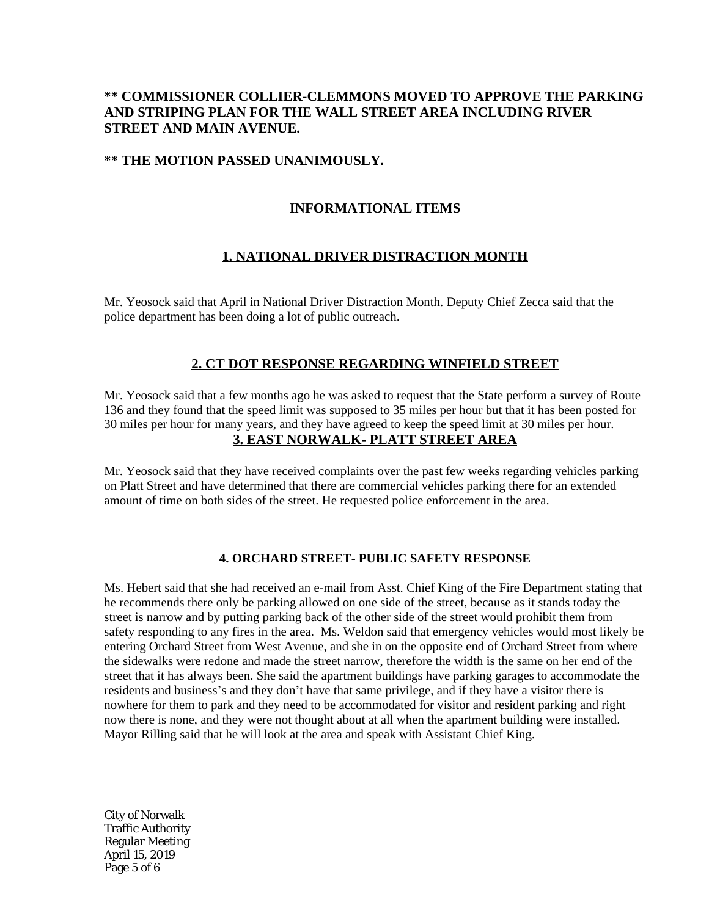**** COMMISSIONER COLLIER-CLEMMONS MOVED TO APPROVE THE PARKING AND STRIPING PLAN FOR THE WALL STREET AREA INCLUDING RIVER STREET AND MAIN AVENUE.**

**** THE MOTION PASSED UNANIMOUSLY.**

## INFORMATIONAL ITEMS

### 1. NATIONAL DRIVER DISTRACTION MONTH

Mr. Yeosock said that April in National Driver Distraction Month. Deputy Chief Zecca said that the police department has been doing a lot of public outreach.

### 2. CT DOT RESPONSE REGARDING WINFIELD STREET

Mr. Yeosock said that a few months ago he was asked to request that the State perform a survey of Route 136 and they found that the speed limit was supposed to 35 miles per hour but that it has been posted for 30 miles per hour for many years, and they have agreed to keep the speed limit at 30 miles per hour.

### 3. EAST NORWALK- PLATT STREET AREA

Mr. Yeosock said that they have received complaints over the past few weeks regarding vehicles parking on Platt Street and have determined that there are commercial vehicles parking there for an extended amount of time on both sides of the street. He requested police enforcement in the area.

### 4. ORCHARD STREET- PUBLIC SAFETY RESPONSE

Ms. Hebert said that she had received an e-mail from Asst. Chief King of the Fire Department stating that he recommends there only be parking allowed on one side of the street, because as it stands today the street is narrow and by putting parking back of the other side of the street would prohibit them from safety responding to any fires in the area. Ms. Weldon said that emergency vehicles would most likely be entering Orchard Street from West Avenue, and she in on the opposite end of Orchard Street from where the sidewalks were redone and made the street narrow, therefore the width is the same on her end of the street that it has always been. She said the apartment buildings have parking garages to accommodate the residents and business's and they don't have that same privilege, and if they have a visitor there is nowhere for them to park and they need to be accommodated for visitor and resident parking and right now there is none, and they were not thought about at all when the apartment building were installed. Mayor Rilling said that he will look at the area and speak with Assistant Chief King.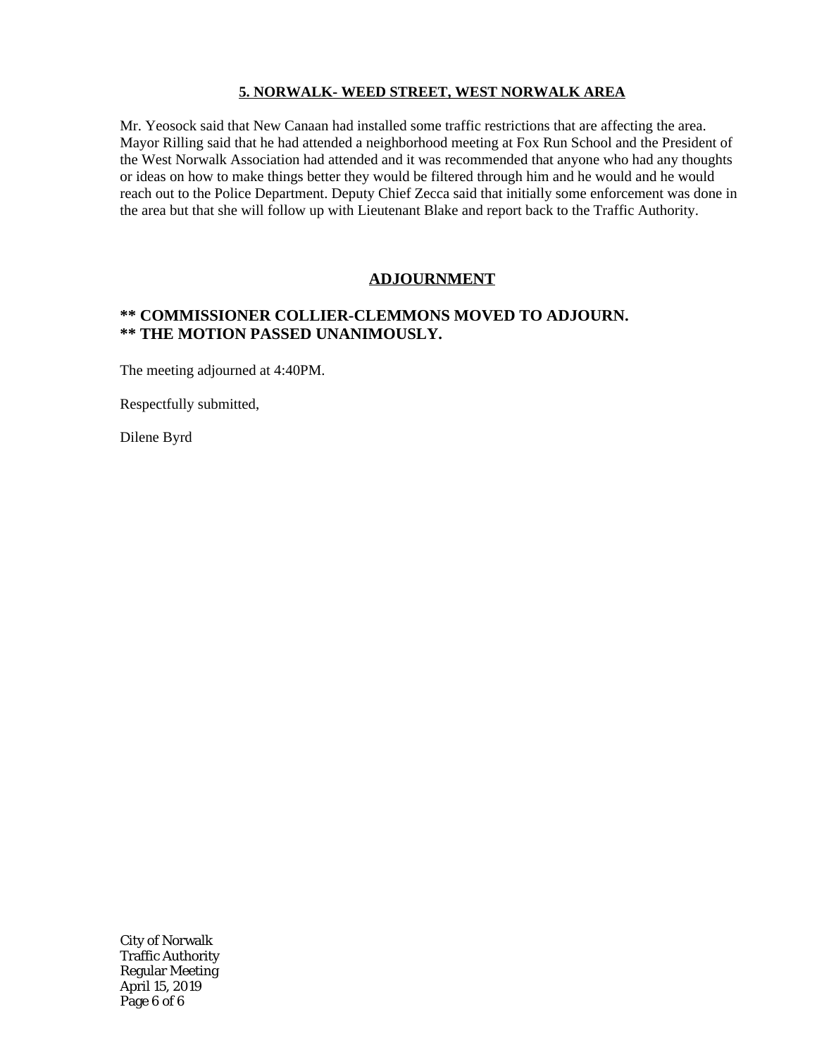### 5. NORWALK- WEED STREET, WEST NORWALK AREA

Mr. Yeosock said that New Canaan had installed some traffic restrictions that are affecting the area. Mayor Rilling said that he had attended a neighborhood meeting at Fox Run School and the President of the West Norwalk Association had attended and it was recommended that anyone who had any thoughts or ideas on how to make things better they would be filtered through him and he would and he would reach out to the Police Department. Deputy Chief Zecca said that initially some enforcement was done in the area but that she will follow up with Lieutenant Blake and report back to the Traffic Authority.

## ADJOURNMENT

**** COMMISSIONER COLLIER-CLEMMONS MOVED TO ADJOURN.**
**** THE MOTION PASSED UNANIMOUSLY.**

The meeting adjourned at 4:40PM.

Respectfully submitted,

Dilene Byrd